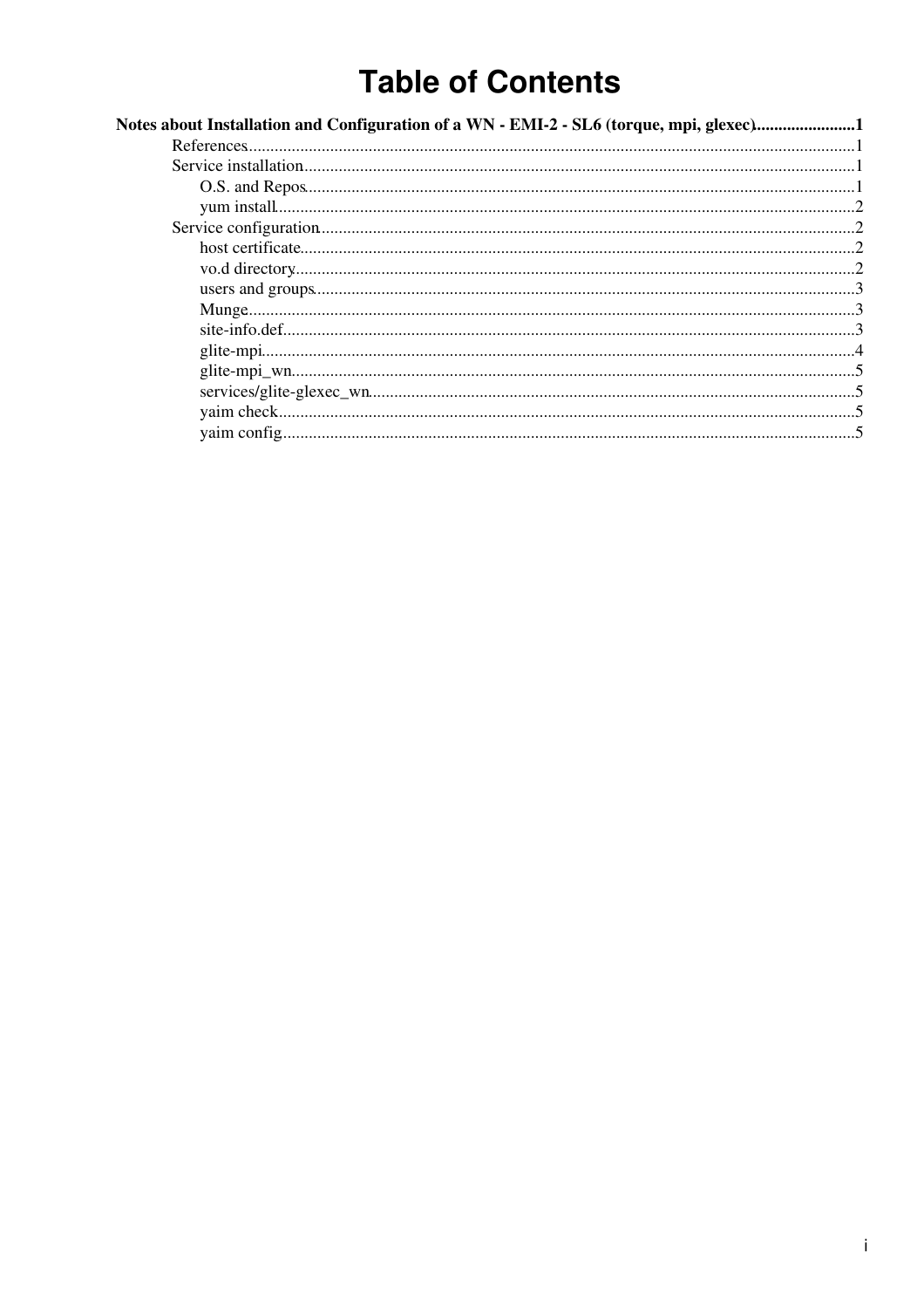# Table of Contents

**Notes about Installation and Configuration of a WN - EMI-2 - SL6 (torque, mpi, glexec)........................1**

- References.............................................................................................................................1
- Service installation.................................................................................................................1
  - O.S. and Repos................................................................................................................1
  - yum install.......................................................................................................................2
- Service configuration.............................................................................................................2
  - host certificate.................................................................................................................2
  - vo.d directory..................................................................................................................2
  - users and groups.............................................................................................................3
  - Munge.............................................................................................................................3
  - site-info.def.....................................................................................................................3
  - glite-mpi..........................................................................................................................4
  - glite-mpi_wn...................................................................................................................5
  - services/glite-glexec_wn.................................................................................................5
  - yaim check......................................................................................................................5
  - yaim config.....................................................................................................................5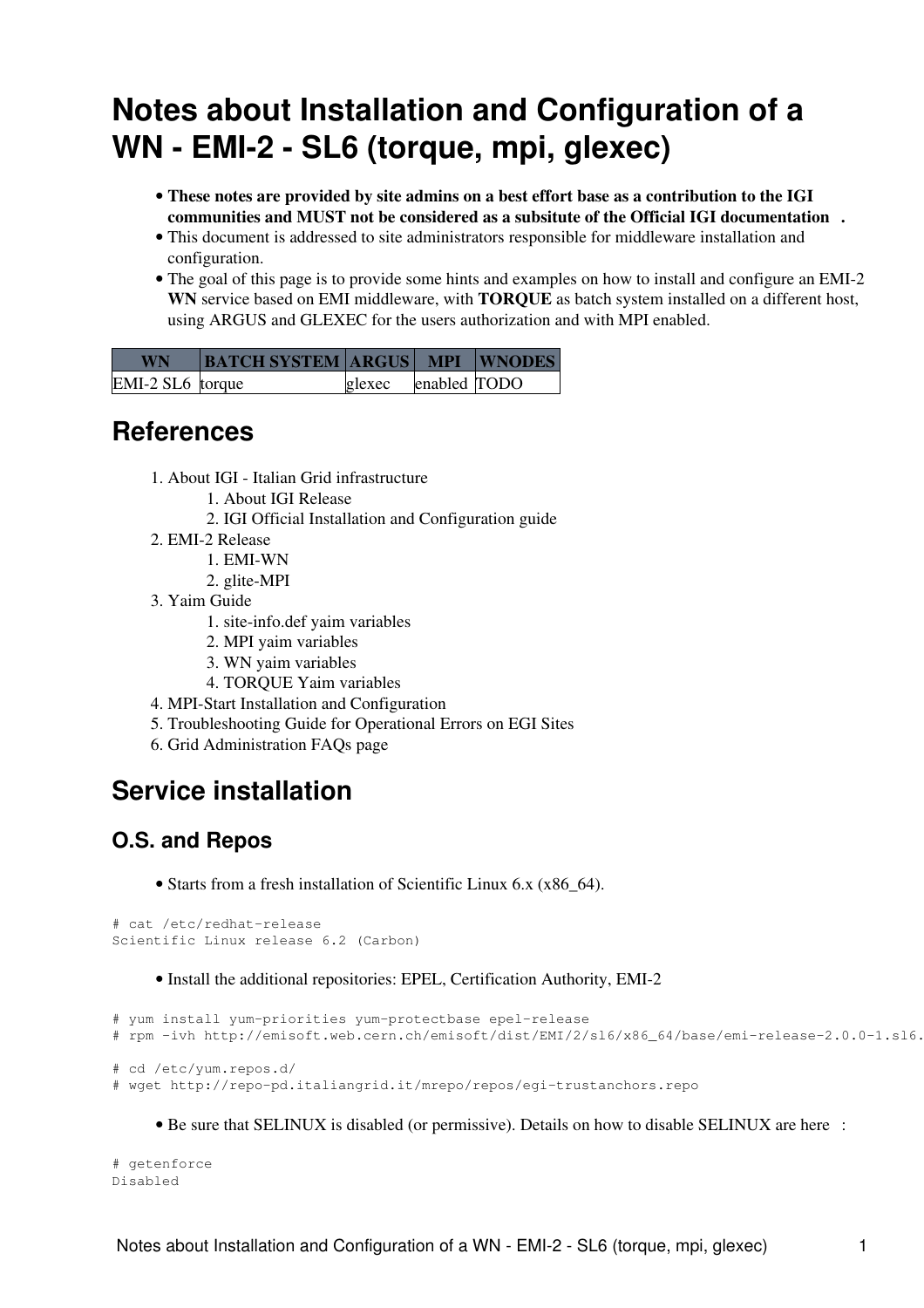# Notes about Installation and Configuration of a WN - EMI-2 - SL6 (torque, mpi, glexec)

- **These notes are provided by site admins on a best effort base as a contribution to the IGI communities and MUST not be considered as a subsitute of the Official IGI documentation .**
- This document is addressed to site administrators responsible for middleware installation and configuration.
- The goal of this page is to provide some hints and examples on how to install and configure an EMI-2 **WN** service based on EMI middleware, with **TORQUE** as batch system installed on a different host, using ARGUS and GLEXEC for the users authorization and with MPI enabled.

| WN | BATCH SYSTEM | ARGUS | MPI | WNODES |
|---|---|---|---|---|
| EMI-2 SL6 | torque | glexec | enabled | TODO |

## References

1. About IGI - Italian Grid infrastructure
    1. About IGI Release
    2. IGI Official Installation and Configuration guide
2. EMI-2 Release
    1. EMI-WN
    2. glite-MPI
3. Yaim Guide
    1. site-info.def yaim variables
    2. MPI yaim variables
    3. WN yaim variables
    4. TORQUE Yaim variables
4. MPI-Start Installation and Configuration
5. Troubleshooting Guide for Operational Errors on EGI Sites
6. Grid Administration FAQs page

## Service installation

### O.S. and Repos

- Starts from a fresh installation of Scientific Linux 6.x (x86_64).

```
# cat /etc/redhat-release
Scientific Linux release 6.2 (Carbon)
```

- Install the additional repositories: EPEL, Certification Authority, EMI-2

```
# yum install yum-priorities yum-protectbase epel-release
# rpm -ivh http://emisoft.web.cern.ch/emisoft/dist/EMI/2/sl6/x86_64/base/emi-release-2.0.0-1.sl6.

# cd /etc/yum.repos.d/
# wget http://repo-pd.italiangrid.it/mrepo/repos/egi-trustanchors.repo
```

- Be sure that SELINUX is disabled (or permissive). Details on how to disable SELINUX are here :

```
# getenforce
Disabled
```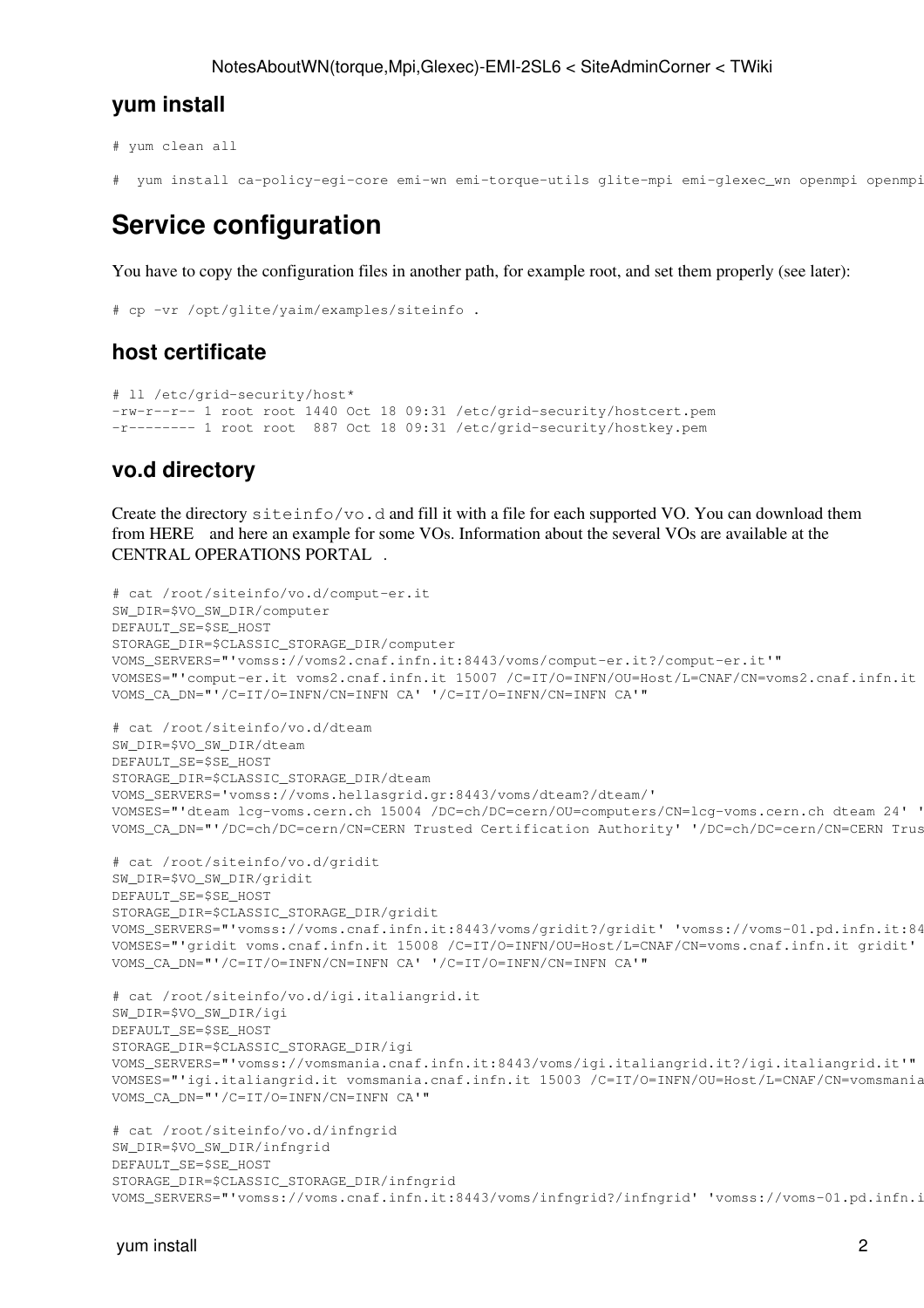## yum install

```
# yum clean all

#  yum install ca-policy-egi-core emi-wn emi-torque-utils glite-mpi emi-glexec_wn openmpi openmpi
```

# Service configuration

You have to copy the configuration files in another path, for example root, and set them properly (see later):

```
# cp -vr /opt/glite/yaim/examples/siteinfo .
```

## host certificate

```
# ll /etc/grid-security/host*
-rw-r--r-- 1 root root 1440 Oct 18 09:31 /etc/grid-security/hostcert.pem
-r-------- 1 root root  887 Oct 18 09:31 /etc/grid-security/hostkey.pem
```

## vo.d directory

Create the directory `siteinfo/vo.d` and fill it with a file for each supported VO. You can download them from HERE and here an example for some VOs. Information about the several VOs are available at the CENTRAL OPERATIONS PORTAL .

```
# cat /root/siteinfo/vo.d/comput-er.it
SW_DIR=$VO_SW_DIR/computer
DEFAULT_SE=$SE_HOST
STORAGE_DIR=$CLASSIC_STORAGE_DIR/computer
VOMS_SERVERS="'vomss://voms2.cnaf.infn.it:8443/voms/comput-er.it?/comput-er.it'"
VOMSES="'comput-er.it voms2.cnaf.infn.it 15007 /C=IT/O=INFN/OU=Host/L=CNAF/CN=voms2.cnaf.infn.it
VOMS_CA_DN="'/C=IT/O=INFN/CN=INFN CA' '/C=IT/O=INFN/CN=INFN CA'"

# cat /root/siteinfo/vo.d/dteam
SW_DIR=$VO_SW_DIR/dteam
DEFAULT_SE=$SE_HOST
STORAGE_DIR=$CLASSIC_STORAGE_DIR/dteam
VOMS_SERVERS='vomss://voms.hellasgrid.gr:8443/voms/dteam?/dteam/'
VOMSES="'dteam lcg-voms.cern.ch 15004 /DC=ch/DC=cern/OU=computers/CN=lcg-voms.cern.ch dteam 24' '
VOMS_CA_DN="'/DC=ch/DC=cern/CN=CERN Trusted Certification Authority' '/DC=ch/DC=cern/CN=CERN Trus

# cat /root/siteinfo/vo.d/gridit
SW_DIR=$VO_SW_DIR/gridit
DEFAULT_SE=$SE_HOST
STORAGE_DIR=$CLASSIC_STORAGE_DIR/gridit
VOMS_SERVERS="'vomss://voms.cnaf.infn.it:8443/voms/gridit?/gridit' 'vomss://voms-01.pd.infn.it:84
VOMSES="'gridit voms.cnaf.infn.it 15008 /C=IT/O=INFN/OU=Host/L=CNAF/CN=voms.cnaf.infn.it gridit'
VOMS_CA_DN="'/C=IT/O=INFN/CN=INFN CA' '/C=IT/O=INFN/CN=INFN CA'"

# cat /root/siteinfo/vo.d/igi.italiangrid.it
SW_DIR=$VO_SW_DIR/igi
DEFAULT_SE=$SE_HOST
STORAGE_DIR=$CLASSIC_STORAGE_DIR/igi
VOMS_SERVERS="'vomss://vomsmania.cnaf.infn.it:8443/voms/igi.italiangrid.it?/igi.italiangrid.it'"
VOMSES="'igi.italiangrid.it vomsmania.cnaf.infn.it 15003 /C=IT/O=INFN/OU=Host/L=CNAF/CN=vomsmania
VOMS_CA_DN="'/C=IT/O=INFN/CN=INFN CA'"

# cat /root/siteinfo/vo.d/infngrid
SW_DIR=$VO_SW_DIR/infngrid
DEFAULT_SE=$SE_HOST
STORAGE_DIR=$CLASSIC_STORAGE_DIR/infngrid
VOMS_SERVERS="'vomss://voms.cnaf.infn.it:8443/voms/infngrid?/infngrid' 'vomss://voms-01.pd.infn.i
```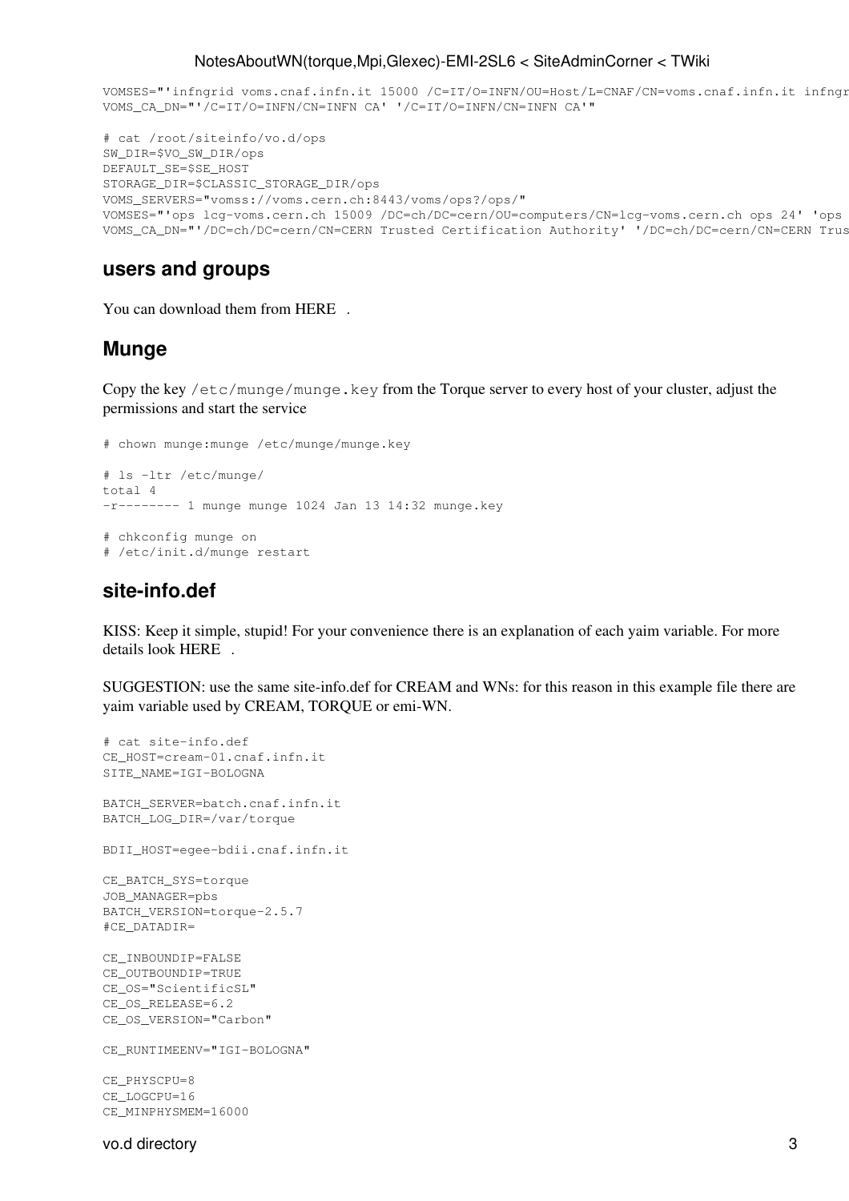```
VOMSES="'infngrid voms.cnaf.infn.it 15000 /C=IT/O=INFN/OU=Host/L=CNAF/CN=voms.cnaf.infn.it infngr
VOMS_CA_DN="'/C=IT/O=INFN/CN=INFN CA' '/C=IT/O=INFN/CN=INFN CA'"
```

```
# cat /root/siteinfo/vo.d/ops
SW_DIR=$VO_SW_DIR/ops
DEFAULT_SE=$SE_HOST
STORAGE_DIR=$CLASSIC_STORAGE_DIR/ops
VOMS_SERVERS="vomss://voms.cern.ch:8443/voms/ops?/ops/"
VOMSES="'ops lcg-voms.cern.ch 15009 /DC=ch/DC=cern/OU=computers/CN=lcg-voms.cern.ch ops 24' 'ops
VOMS_CA_DN="'/DC=ch/DC=cern/CN=CERN Trusted Certification Authority' '/DC=ch/DC=cern/CN=CERN Trus
```

## users and groups

You can download them from HERE .

## Munge

Copy the key `/etc/munge/munge.key` from the Torque server to every host of your cluster, adjust the permissions and start the service

```
# chown munge:munge /etc/munge/munge.key

# ls -ltr /etc/munge/
total 4
-r-------- 1 munge munge 1024 Jan 13 14:32 munge.key

# chkconfig munge on
# /etc/init.d/munge restart
```

## site-info.def

KISS: Keep it simple, stupid! For your convenience there is an explanation of each yaim variable. For more details look HERE .

SUGGESTION: use the same site-info.def for CREAM and WNs: for this reason in this example file there are yaim variable used by CREAM, TORQUE or emi-WN.

```
# cat site-info.def
CE_HOST=cream-01.cnaf.infn.it
SITE_NAME=IGI-BOLOGNA

BATCH_SERVER=batch.cnaf.infn.it
BATCH_LOG_DIR=/var/torque

BDII_HOST=egee-bdii.cnaf.infn.it

CE_BATCH_SYS=torque
JOB_MANAGER=pbs
BATCH_VERSION=torque-2.5.7
#CE_DATADIR=

CE_INBOUNDIP=FALSE
CE_OUTBOUNDIP=TRUE
CE_OS="ScientificSL"
CE_OS_RELEASE=6.2
CE_OS_VERSION="Carbon"

CE_RUNTIMEENV="IGI-BOLOGNA"

CE_PHYSCPU=8
CE_LOGCPU=16
CE_MINPHYSMEM=16000
```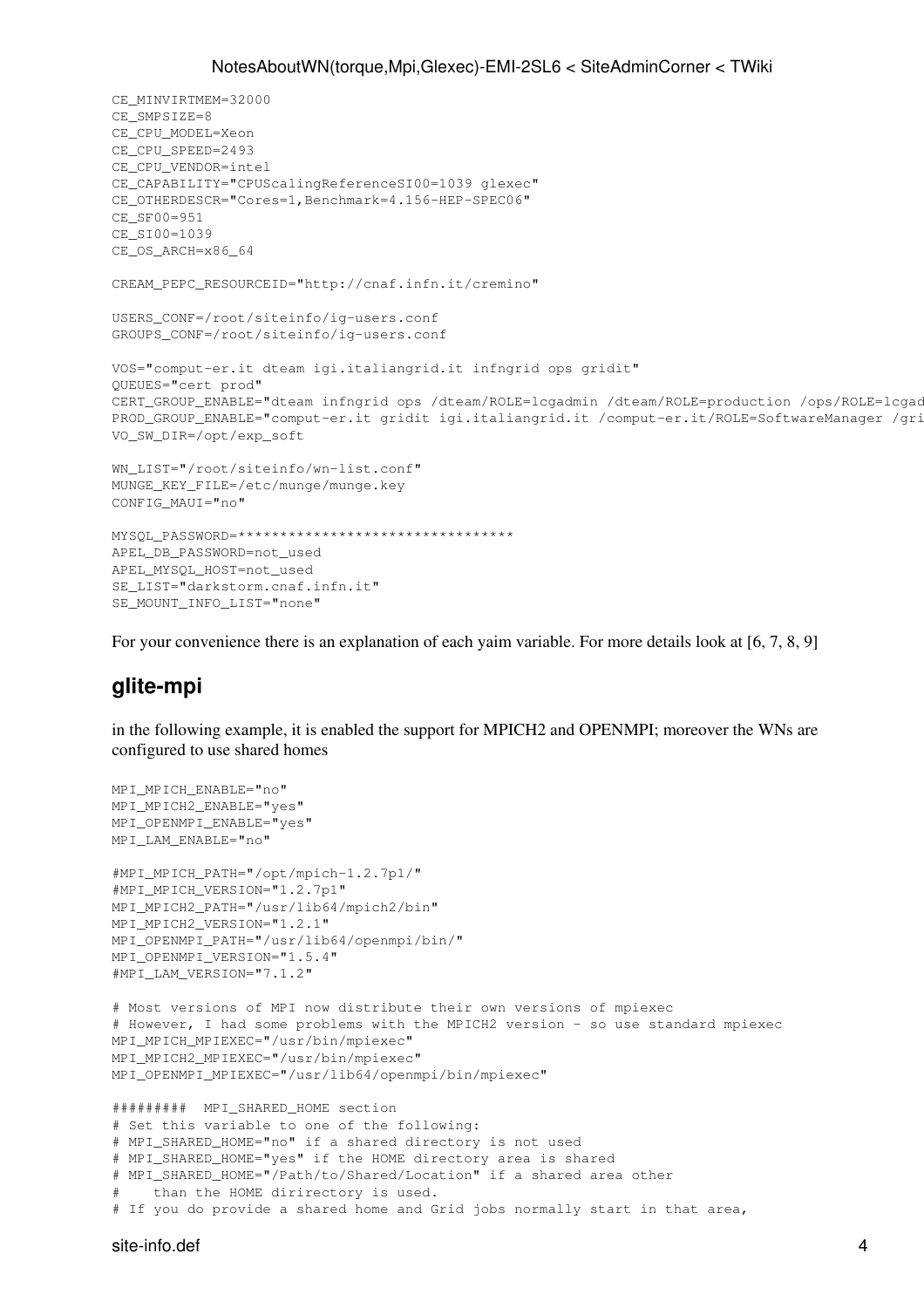```
CE_MINVIRTMEM=32000
CE_SMPSIZE=8
CE_CPU_MODEL=Xeon
CE_CPU_SPEED=2493
CE_CPU_VENDOR=intel
CE_CAPABILITY="CPUScalingReferenceSI00=1039 glexec"
CE_OTHERDESCR="Cores=1,Benchmark=4.156-HEP-SPEC06"
CE_SF00=951
CE_SI00=1039
CE_OS_ARCH=x86_64

CREAM_PEPC_RESOURCEID="http://cnaf.infn.it/cremino"

USERS_CONF=/root/siteinfo/ig-users.conf
GROUPS_CONF=/root/siteinfo/ig-users.conf

VOS="comput-er.it dteam igi.italiangrid.it infngrid ops gridit"
QUEUES="cert prod"
CERT_GROUP_ENABLE="dteam infngrid ops /dteam/ROLE=lcgadmin /dteam/ROLE=production /ops/ROLE=lcgad
PROD_GROUP_ENABLE="comput-er.it gridit igi.italiangrid.it /comput-er.it/ROLE=SoftwareManager /gri
VO_SW_DIR=/opt/exp_soft

WN_LIST="/root/siteinfo/wn-list.conf"
MUNGE_KEY_FILE=/etc/munge/munge.key
CONFIG_MAUI="no"

MYSQL_PASSWORD=*********************************
APEL_DB_PASSWORD=not_used
APEL_MYSQL_HOST=not_used
SE_LIST="darkstorm.cnaf.infn.it"
SE_MOUNT_INFO_LIST="none"
```

For your convenience there is an explanation of each yaim variable. For more details look at [6, 7, 8, 9]

## glite-mpi

in the following example, it is enabled the support for MPICH2 and OPENMPI; moreover the WNs are configured to use shared homes

```
MPI_MPICH_ENABLE="no"
MPI_MPICH2_ENABLE="yes"
MPI_OPENMPI_ENABLE="yes"
MPI_LAM_ENABLE="no"

#MPI_MPICH_PATH="/opt/mpich-1.2.7p1/"
#MPI_MPICH_VERSION="1.2.7p1"
MPI_MPICH2_PATH="/usr/lib64/mpich2/bin"
MPI_MPICH2_VERSION="1.2.1"
MPI_OPENMPI_PATH="/usr/lib64/openmpi/bin/"
MPI_OPENMPI_VERSION="1.5.4"
#MPI_LAM_VERSION="7.1.2"

# Most versions of MPI now distribute their own versions of mpiexec
# However, I had some problems with the MPICH2 version - so use standard mpiexec
MPI_MPICH_MPIEXEC="/usr/bin/mpiexec"
MPI_MPICH2_MPIEXEC="/usr/bin/mpiexec"
MPI_OPENMPI_MPIEXEC="/usr/lib64/openmpi/bin/mpiexec"

#########  MPI_SHARED_HOME section
# Set this variable to one of the following:
# MPI_SHARED_HOME="no" if a shared directory is not used
# MPI_SHARED_HOME="yes" if the HOME directory area is shared
# MPI_SHARED_HOME="/Path/to/Shared/Location" if a shared area other
#    than the HOME dirirectory is used.
# If you do provide a shared home and Grid jobs normally start in that area,
```

site-info.def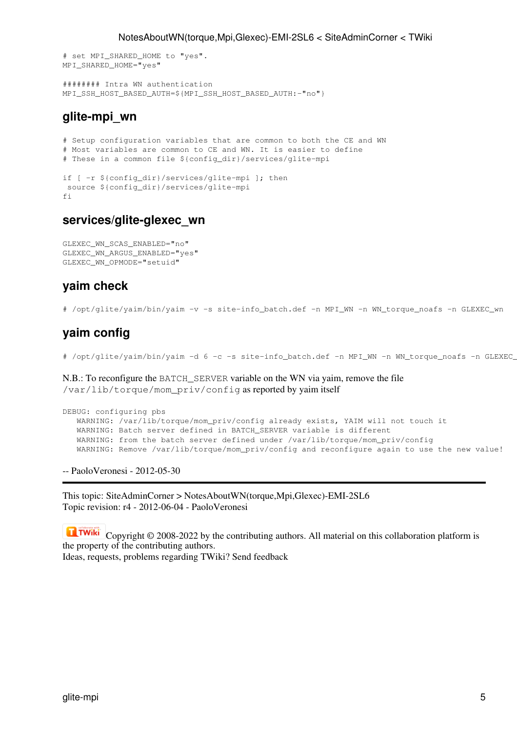```
# set MPI_SHARED_HOME to "yes".
MPI_SHARED_HOME="yes"

######## Intra WN authentication
MPI_SSH_HOST_BASED_AUTH=${MPI_SSH_HOST_BASED_AUTH:-"no"}
```

## glite-mpi_wn

```
# Setup configuration variables that are common to both the CE and WN
# Most variables are common to CE and WN. It is easier to define
# These in a common file ${config_dir}/services/glite-mpi

if [ -r ${config_dir}/services/glite-mpi ]; then
 source ${config_dir}/services/glite-mpi
fi
```

## services/glite-glexec_wn

```
GLEXEC_WN_SCAS_ENABLED="no"
GLEXEC_WN_ARGUS_ENABLED="yes"
GLEXEC_WN_OPMODE="setuid"
```

## yaim check

```
# /opt/glite/yaim/bin/yaim -v -s site-info_batch.def -n MPI_WN -n WN_torque_noafs -n GLEXEC_wn
```

## yaim config

```
# /opt/glite/yaim/bin/yaim -d 6 -c -s site-info_batch.def -n MPI_WN -n WN_torque_noafs -n GLEXEC_
```

N.B.: To reconfigure the `BATCH_SERVER` variable on the WN via yaim, remove the file `/var/lib/torque/mom_priv/config` as reported by yaim itself

```
DEBUG: configuring pbs
   WARNING: /var/lib/torque/mom_priv/config already exists, YAIM will not touch it
   WARNING: Batch server defined in BATCH_SERVER variable is different
   WARNING: from the batch server defined under /var/lib/torque/mom_priv/config
   WARNING: Remove /var/lib/torque/mom_priv/config and reconfigure again to use the new value!
```

-- PaoloVeronesi - 2012-05-30

---

This topic: SiteAdminCorner > NotesAboutWN(torque,Mpi,Glexec)-EMI-2SL6
Topic revision: r4 - 2012-06-04 - PaoloVeronesi

Copyright © 2008-2022 by the contributing authors. All material on this collaboration platform is the property of the contributing authors.
Ideas, requests, problems regarding TWiki? Send feedback